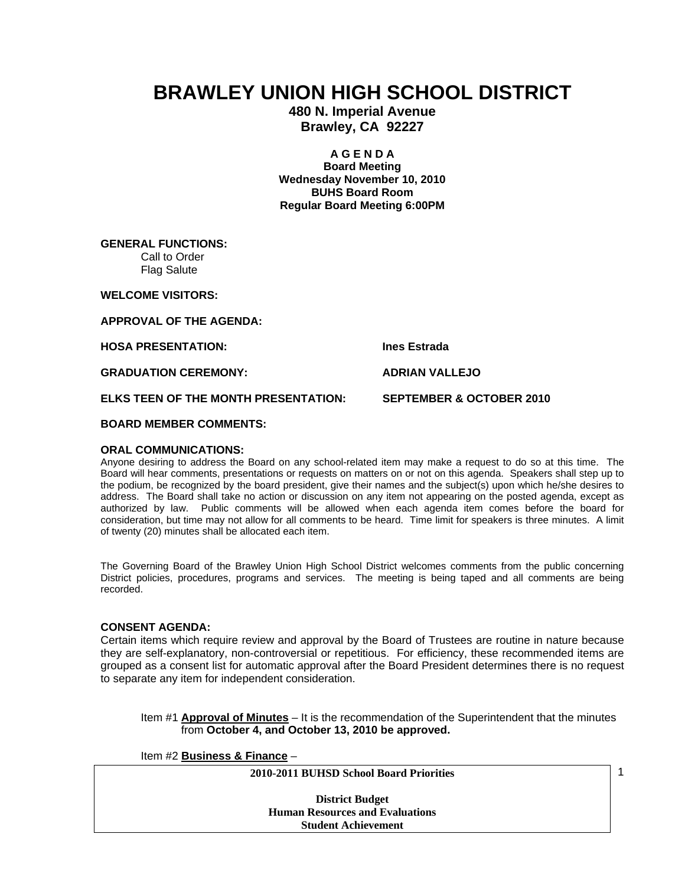# BRAWLEY UNION HIGH SCHOOL DISTRICT

**480 N. Imperial Avenue**
**Brawley, CA 92227**

**A G E N D A**
**Board Meeting**
**Wednesday November 10, 2010**
**BUHS Board Room**
**Regular Board Meeting 6:00PM**

**GENERAL FUNCTIONS:**
Call to Order
Flag Salute

**WELCOME VISITORS:**

**APPROVAL OF THE AGENDA:**

**HOSA PRESENTATION:** **Ines Estrada**

**GRADUATION CEREMONY:** **ADRIAN VALLEJO**

**ELKS TEEN OF THE MONTH PRESENTATION:** **SEPTEMBER & OCTOBER 2010**

**BOARD MEMBER COMMENTS:**

**ORAL COMMUNICATIONS:**
Anyone desiring to address the Board on any school-related item may make a request to do so at this time. The Board will hear comments, presentations or requests on matters on or not on this agenda. Speakers shall step up to the podium, be recognized by the board president, give their names and the subject(s) upon which he/she desires to address. The Board shall take no action or discussion on any item not appearing on the posted agenda, except as authorized by law. Public comments will be allowed when each agenda item comes before the board for consideration, but time may not allow for all comments to be heard. Time limit for speakers is three minutes. A limit of twenty (20) minutes shall be allocated each item.

The Governing Board of the Brawley Union High School District welcomes comments from the public concerning District policies, procedures, programs and services. The meeting is being taped and all comments are being recorded.

**CONSENT AGENDA:**
Certain items which require review and approval by the Board of Trustees are routine in nature because they are self-explanatory, non-controversial or repetitious. For efficiency, these recommended items are grouped as a consent list for automatic approval after the Board President determines there is no request to separate any item for independent consideration.

Item #1 **Approval of Minutes** – It is the recommendation of the Superintendent that the minutes from **October 4, and October 13, 2010 be approved.**

Item #2 **Business & Finance** –

**2010-2011 BUHSD School Board Priorities**

**District Budget**
**Human Resources and Evaluations**
**Student Achievement**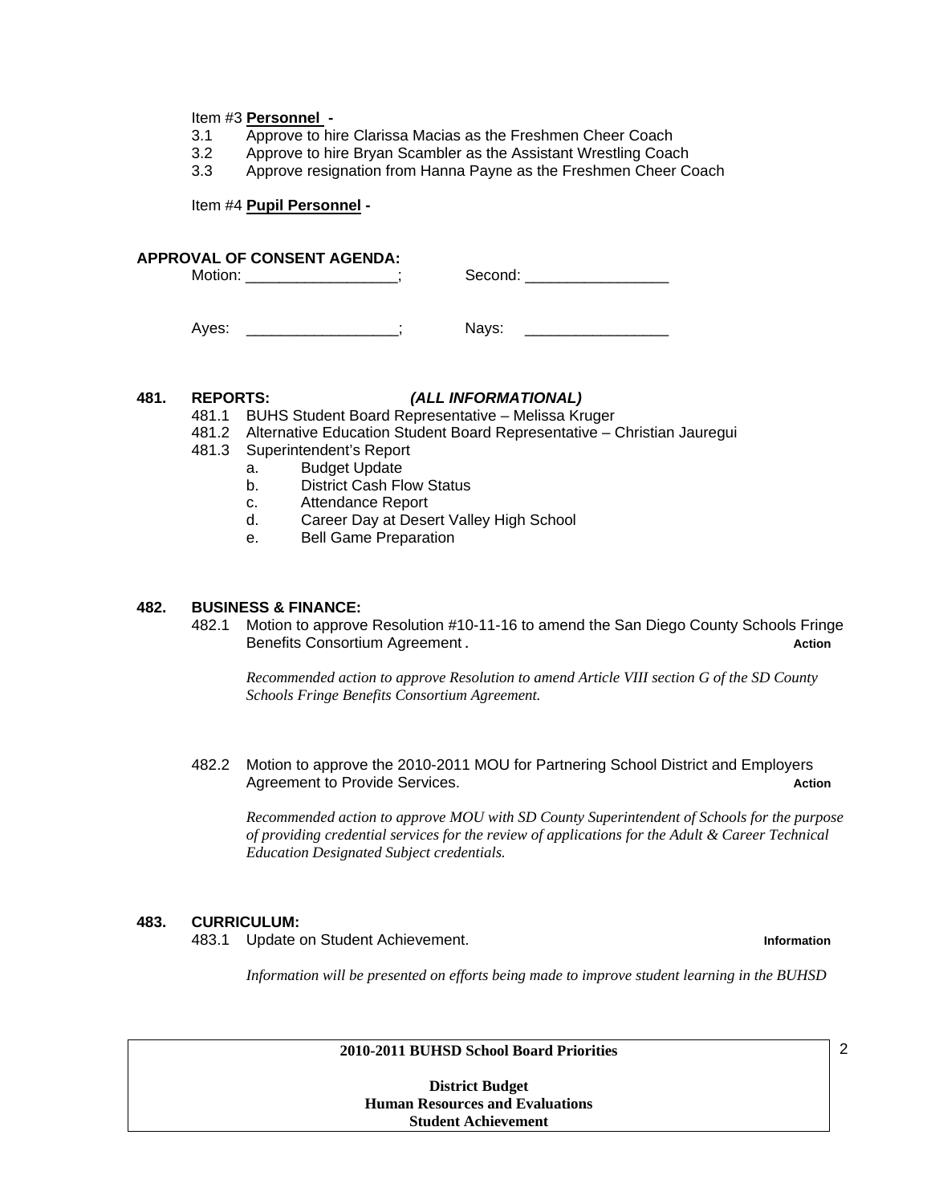Item #3 **Personnel -**

3.1 Approve to hire Clarissa Macias as the Freshmen Cheer Coach
3.2 Approve to hire Bryan Scambler as the Assistant Wrestling Coach
3.3 Approve resignation from Hanna Payne as the Freshmen Cheer Coach

Item #4 **Pupil Personnel -**

**APPROVAL OF CONSENT AGENDA:**

Motion: __________________; Second: _________________

Ayes: __________________; Nays: _________________

**481. REPORTS:** ***(ALL INFORMATIONAL)***

481.1 BUHS Student Board Representative – Melissa Kruger
481.2 Alternative Education Student Board Representative – Christian Jauregui
481.3 Superintendent's Report

- a. Budget Update
- b. District Cash Flow Status
- c. Attendance Report
- d. Career Day at Desert Valley High School
- e. Bell Game Preparation

**482. BUSINESS & FINANCE:**

482.1 Motion to approve Resolution #10-11-16 to amend the San Diego County Schools Fringe Benefits Consortium Agreement. **Action**

*Recommended action to approve Resolution to amend Article VIII section G of the SD County Schools Fringe Benefits Consortium Agreement.*

482.2 Motion to approve the 2010-2011 MOU for Partnering School District and Employers Agreement to Provide Services. **Action**

*Recommended action to approve MOU with SD County Superintendent of Schools for the purpose of providing credential services for the review of applications for the Adult & Career Technical Education Designated Subject credentials.*

**483. CURRICULUM:**

483.1 Update on Student Achievement. **Information**

*Information will be presented on efforts being made to improve student learning in the BUHSD*

**2010-2011 BUHSD School Board Priorities**

**District Budget**
**Human Resources and Evaluations**
**Student Achievement**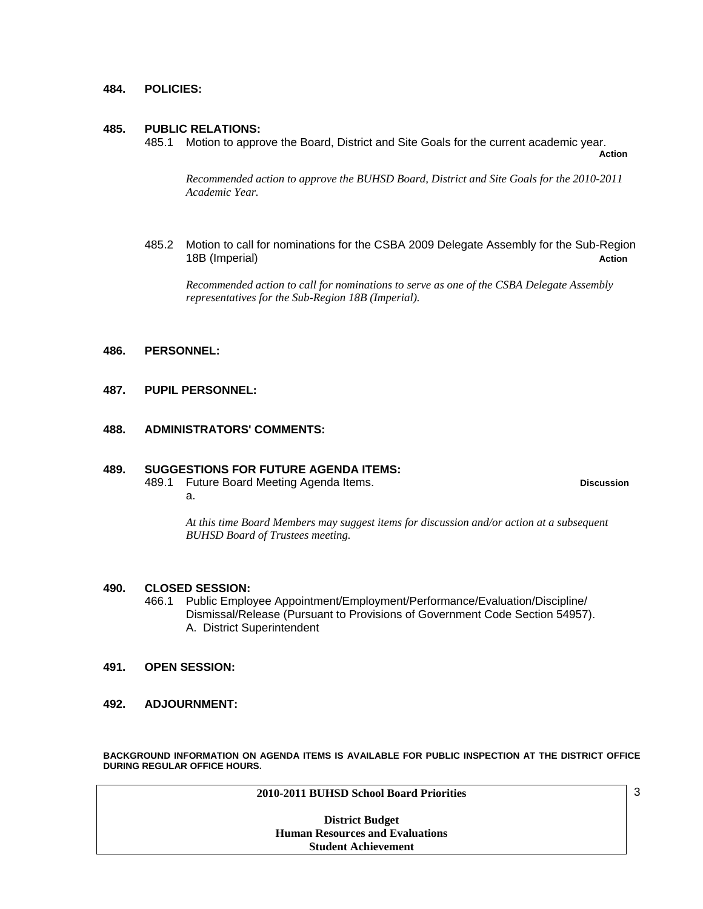**484. POLICIES:**

**485. PUBLIC RELATIONS:**

485.1 Motion to approve the Board, District and Site Goals for the current academic year. **Action**

*Recommended action to approve the BUHSD Board, District and Site Goals for the 2010-2011 Academic Year.*

485.2 Motion to call for nominations for the CSBA 2009 Delegate Assembly for the Sub-Region 18B (Imperial) **Action**

*Recommended action to call for nominations to serve as one of the CSBA Delegate Assembly representatives for the Sub-Region 18B (Imperial).*

**486. PERSONNEL:**

**487. PUPIL PERSONNEL:**

**488. ADMINISTRATORS' COMMENTS:**

**489. SUGGESTIONS FOR FUTURE AGENDA ITEMS:**

489.1 Future Board Meeting Agenda Items. **Discussion**

a.

*At this time Board Members may suggest items for discussion and/or action at a subsequent BUHSD Board of Trustees meeting.*

**490. CLOSED SESSION:**

466.1 Public Employee Appointment/Employment/Performance/Evaluation/Discipline/ Dismissal/Release (Pursuant to Provisions of Government Code Section 54957).

A. District Superintendent

**491. OPEN SESSION:**

**492. ADJOURNMENT:**

**BACKGROUND INFORMATION ON AGENDA ITEMS IS AVAILABLE FOR PUBLIC INSPECTION AT THE DISTRICT OFFICE DURING REGULAR OFFICE HOURS.**

**2010-2011 BUHSD School Board Priorities**

**District Budget**
**Human Resources and Evaluations**
**Student Achievement**